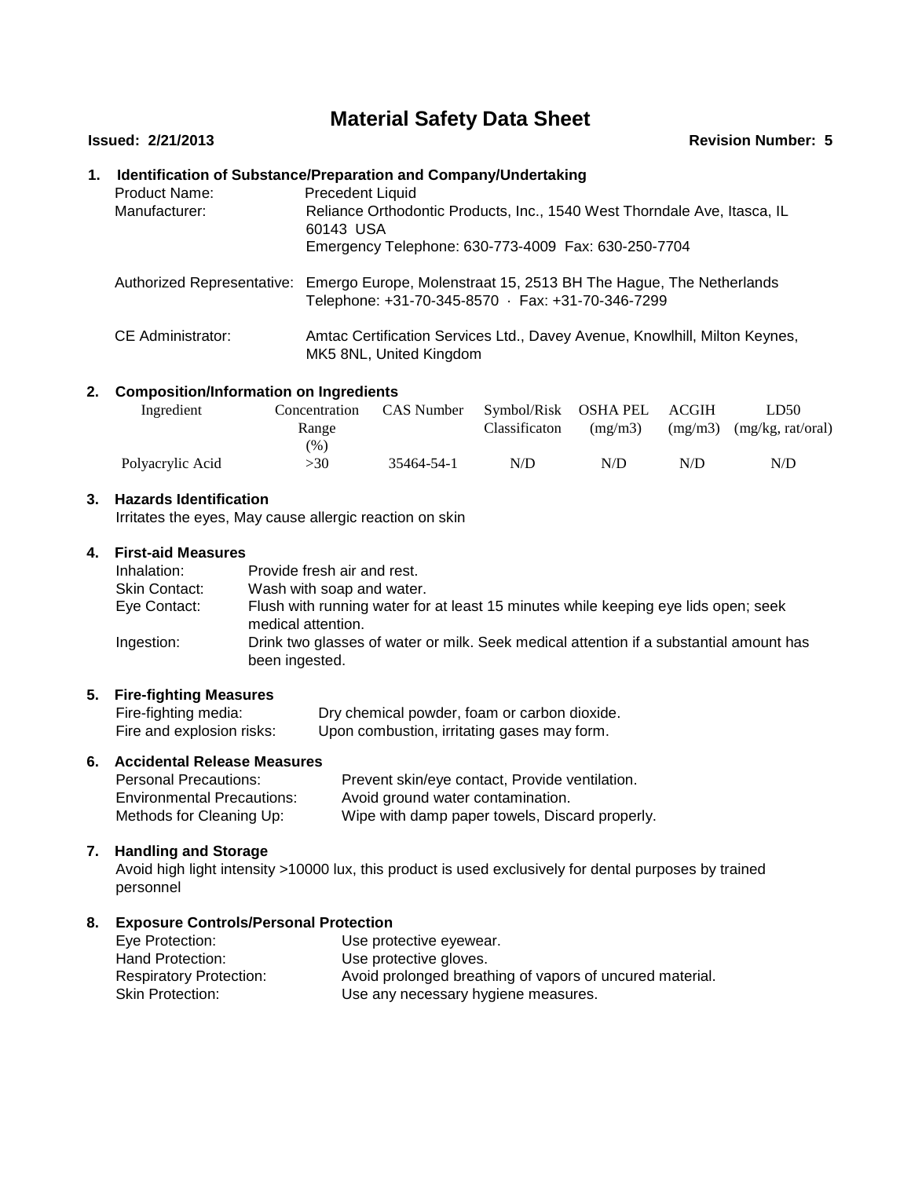# Material Safety Data Sheet

**Issued: 2/21/2013** **Revision Number: 5**

## 1. Identification of Substance/Preparation and Company/Undertaking

Product Name: Precedent Liquid

Manufacturer: Reliance Orthodontic Products, Inc., 1540 West Thorndale Ave, Itasca, IL 60143 USA
Emergency Telephone: 630-773-4009 Fax: 630-250-7704

Authorized Representative: Emergo Europe, Molenstraat 15, 2513 BH The Hague, The Netherlands
Telephone: +31-70-345-8570 · Fax: +31-70-346-7299

CE Administrator: Amtac Certification Services Ltd., Davey Avenue, Knowlhill, Milton Keynes, MK5 8NL, United Kingdom

## 2. Composition/Information on Ingredients

| Ingredient | Concentration Range (%) | CAS Number | Symbol/Risk Classificaton | OSHA PEL (mg/m3) | ACGIH (mg/m3) | LD50 (mg/kg, rat/oral) |
|---|---|---|---|---|---|---|
| Polyacrylic Acid | >30 | 35464-54-1 | N/D | N/D | N/D | N/D |

## 3. Hazards Identification

Irritates the eyes, May cause allergic reaction on skin

## 4. First-aid Measures

Inhalation: Provide fresh air and rest.

Skin Contact: Wash with soap and water.

Eye Contact: Flush with running water for at least 15 minutes while keeping eye lids open; seek medical attention.

Ingestion: Drink two glasses of water or milk. Seek medical attention if a substantial amount has been ingested.

## 5. Fire-fighting Measures

Fire-fighting media: Dry chemical powder, foam or carbon dioxide.

Fire and explosion risks: Upon combustion, irritating gases may form.

## 6. Accidental Release Measures

Personal Precautions: Prevent skin/eye contact, Provide ventilation.

Environmental Precautions: Avoid ground water contamination.

Methods for Cleaning Up: Wipe with damp paper towels, Discard properly.

## 7. Handling and Storage

Avoid high light intensity >10000 lux, this product is used exclusively for dental purposes by trained personnel

## 8. Exposure Controls/Personal Protection

Eye Protection: Use protective eyewear.

Hand Protection: Use protective gloves.

Respiratory Protection: Avoid prolonged breathing of vapors of uncured material.

Skin Protection: Use any necessary hygiene measures.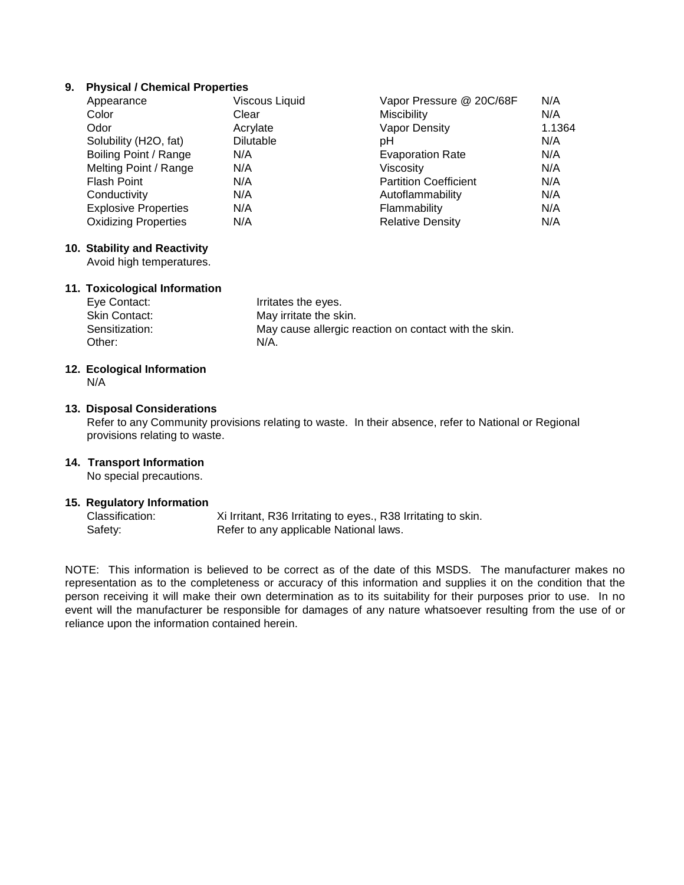## 9. Physical / Chemical Properties

| | | | |
|---|---|---|---|
| Appearance | Viscous Liquid | Vapor Pressure @ 20C/68F | N/A |
| Color | Clear | Miscibility | N/A |
| Odor | Acrylate | Vapor Density | 1.1364 |
| Solubility (H2O, fat) | Dilutable | pH | N/A |
| Boiling Point / Range | N/A | Evaporation Rate | N/A |
| Melting Point / Range | N/A | Viscosity | N/A |
| Flash Point | N/A | Partition Coefficient | N/A |
| Conductivity | N/A | Autoflammability | N/A |
| Explosive Properties | N/A | Flammability | N/A |
| Oxidizing Properties | N/A | Relative Density | N/A |

## 10. Stability and Reactivity

Avoid high temperatures.

## 11. Toxicological Information

| | |
|---|---|
| Eye Contact: | Irritates the eyes. |
| Skin Contact: | May irritate the skin. |
| Sensitization: | May cause allergic reaction on contact with the skin. |
| Other: | N/A. |

## 12. Ecological Information

N/A

## 13. Disposal Considerations

Refer to any Community provisions relating to waste. In their absence, refer to National or Regional provisions relating to waste.

## 14. Transport Information

No special precautions.

## 15. Regulatory Information

| | |
|---|---|
| Classification: | Xi Irritant, R36 Irritating to eyes., R38 Irritating to skin. |
| Safety: | Refer to any applicable National laws. |

NOTE: This information is believed to be correct as of the date of this MSDS. The manufacturer makes no representation as to the completeness or accuracy of this information and supplies it on the condition that the person receiving it will make their own determination as to its suitability for their purposes prior to use. In no event will the manufacturer be responsible for damages of any nature whatsoever resulting from the use of or reliance upon the information contained herein.